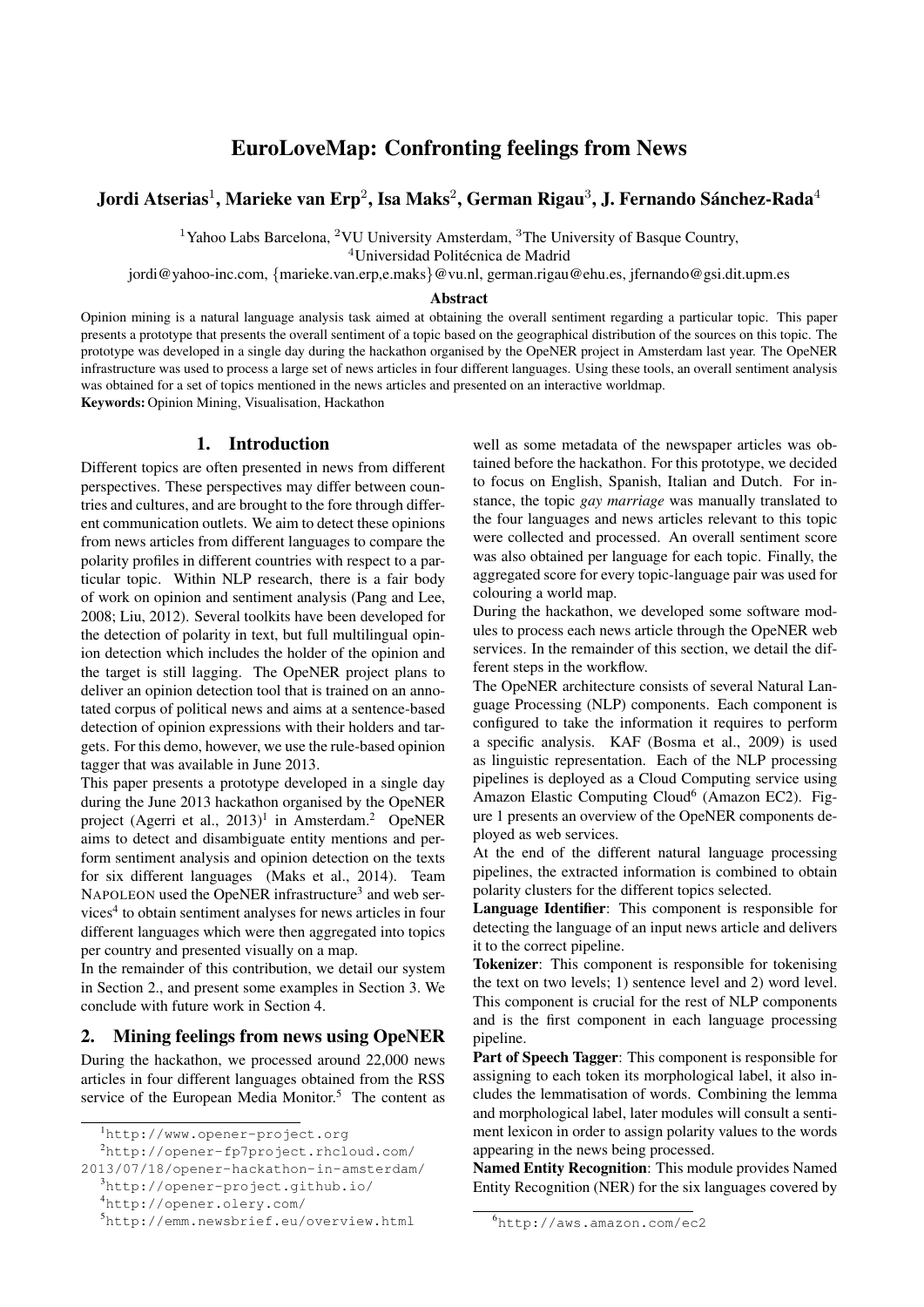# EuroLoveMap: Confronting feelings from News

**Jordi Atserias[1], Marieke van Erp[2], Isa Maks[2], German Rigau[3], J. Fernando Sánchez-Rada[4]**

[1]Yahoo Labs Barcelona, [2]VU University Amsterdam, [3]The University of Basque Country,
[4]Universidad Politécnica de Madrid

jordi@yahoo-inc.com, {marieke.van.erp,e.maks}@vu.nl, german.rigau@ehu.es, jfernando@gsi.dit.upm.es

### Abstract

Opinion mining is a natural language analysis task aimed at obtaining the overall sentiment regarding a particular topic. This paper presents a prototype that presents the overall sentiment of a topic based on the geographical distribution of the sources on this topic. The prototype was developed in a single day during the hackathon organised by the OpeNER project in Amsterdam last year. The OpeNER infrastructure was used to process a large set of news articles in four different languages. Using these tools, an overall sentiment analysis was obtained for a set of topics mentioned in the news articles and presented on an interactive worldmap.

**Keywords:** Opinion Mining, Visualisation, Hackathon

## 1. Introduction

Different topics are often presented in news from different perspectives. These perspectives may differ between countries and cultures, and are brought to the fore through different communication outlets. We aim to detect these opinions from news articles from different languages to compare the polarity profiles in different countries with respect to a particular topic. Within NLP research, there is a fair body of work on opinion and sentiment analysis (Pang and Lee, 2008; Liu, 2012). Several toolkits have been developed for the detection of polarity in text, but full multilingual opinion detection which includes the holder of the opinion and the target is still lagging. The OpeNER project plans to deliver an opinion detection tool that is trained on an annotated corpus of political news and aims at a sentence-based detection of opinion expressions with their holders and targets. For this demo, however, we use the rule-based opinion tagger that was available in June 2013.

This paper presents a prototype developed in a single day during the June 2013 hackathon organised by the OpeNER project (Agerri et al., 2013)[1] in Amsterdam.[2] OpeNER aims to detect and disambiguate entity mentions and perform sentiment analysis and opinion detection on the texts for six different languages (Maks et al., 2014). Team NAPOLEON used the OpeNER infrastructure[3] and web services[4] to obtain sentiment analyses for news articles in four different languages which were then aggregated into topics per country and presented visually on a map.

In the remainder of this contribution, we detail our system in Section 2., and present some examples in Section 3. We conclude with future work in Section 4.

## 2. Mining feelings from news using OpeNER

During the hackathon, we processed around 22,000 news articles in four different languages obtained from the RSS service of the European Media Monitor.[5] The content as well as some metadata of the newspaper articles was obtained before the hackathon. For this prototype, we decided to focus on English, Spanish, Italian and Dutch. For instance, the topic *gay marriage* was manually translated to the four languages and news articles relevant to this topic were collected and processed. An overall sentiment score was also obtained per language for each topic. Finally, the aggregated score for every topic-language pair was used for colouring a world map.

During the hackathon, we developed some software modules to process each news article through the OpeNER web services. In the remainder of this section, we detail the different steps in the workflow.

The OpeNER architecture consists of several Natural Language Processing (NLP) components. Each component is configured to take the information it requires to perform a specific analysis. KAF (Bosma et al., 2009) is used as linguistic representation. Each of the NLP processing pipelines is deployed as a Cloud Computing service using Amazon Elastic Computing Cloud[6] (Amazon EC2). Figure 1 presents an overview of the OpeNER components deployed as web services.

At the end of the different natural language processing pipelines, the extracted information is combined to obtain polarity clusters for the different topics selected.

**Language Identifier**: This component is responsible for detecting the language of an input news article and delivers it to the correct pipeline.

**Tokenizer**: This component is responsible for tokenising the text on two levels; 1) sentence level and 2) word level. This component is crucial for the rest of NLP components and is the first component in each language processing pipeline.

**Part of Speech Tagger**: This component is responsible for assigning to each token its morphological label, it also includes the lemmatisation of words. Combining the lemma and morphological label, later modules will consult a sentiment lexicon in order to assign polarity values to the words appearing in the news being processed.

**Named Entity Recognition**: This module provides Named Entity Recognition (NER) for the six languages covered by

[1]http://www.opener-project.org

[2]http://opener-fp7project.rhcloud.com/2013/07/18/opener-hackathon-in-amsterdam/

[3]http://opener-project.github.io/

[4]http://opener.olery.com/

[5]http://emm.newsbrief.eu/overview.html

[6]http://aws.amazon.com/ec2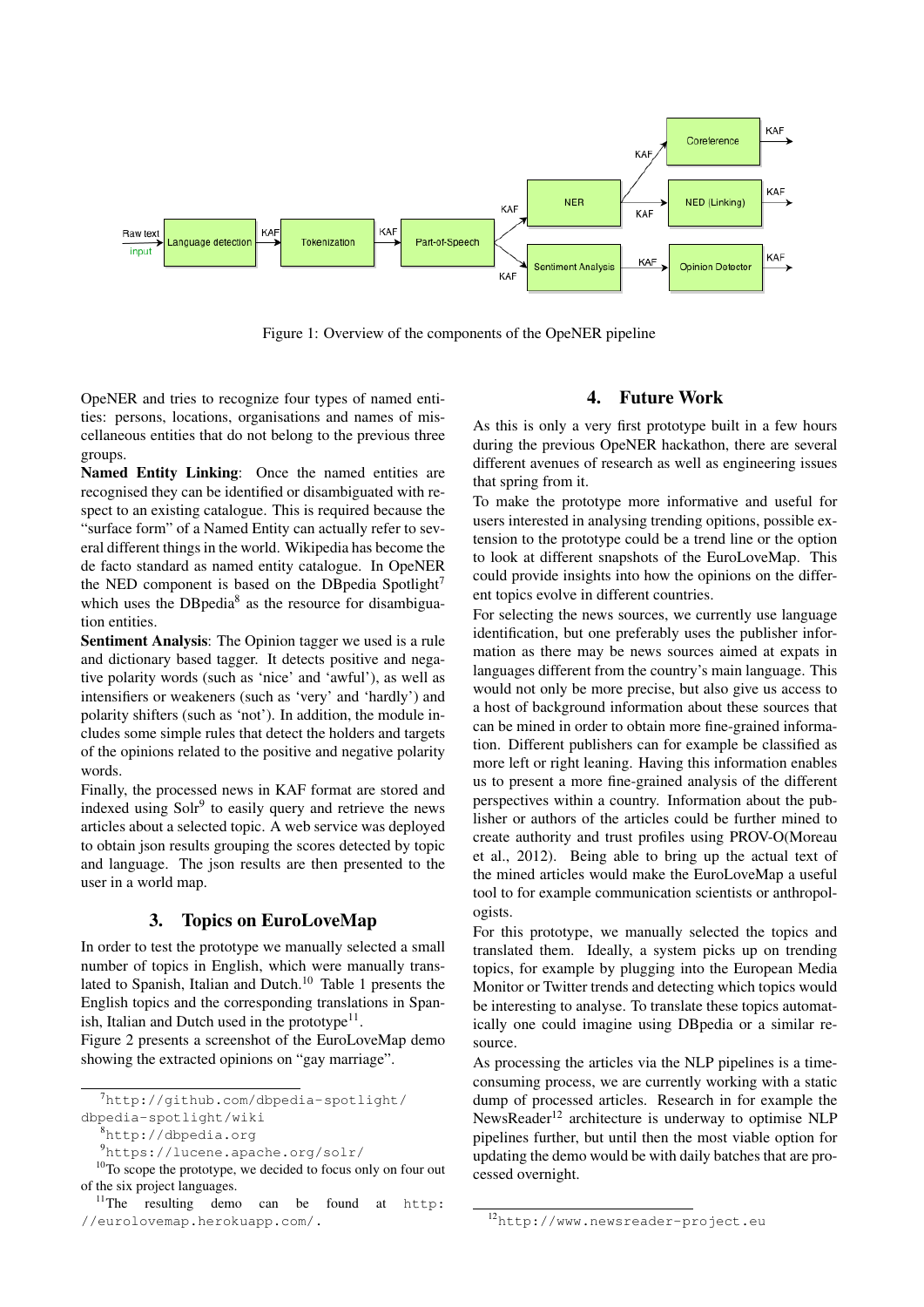Figure 1: Overview of the components of the OpeNER pipeline

OpeNER and tries to recognize four types of named entities: persons, locations, organisations and names of miscellaneous entities that do not belong to the previous three groups.

**Named Entity Linking**: Once the named entities are recognised they can be identified or disambiguated with respect to an existing catalogue. This is required because the "surface form" of a Named Entity can actually refer to several different things in the world. Wikipedia has become the de facto standard as named entity catalogue. In OpeNER the NED component is based on the DBpedia Spotlight[7] which uses the DBpedia[8] as the resource for disambiguation entities.

**Sentiment Analysis**: The Opinion tagger we used is a rule and dictionary based tagger. It detects positive and negative polarity words (such as 'nice' and 'awful'), as well as intensifiers or weakeners (such as 'very' and 'hardly') and polarity shifters (such as 'not'). In addition, the module includes some simple rules that detect the holders and targets of the opinions related to the positive and negative polarity words.

Finally, the processed news in KAF format are stored and indexed using Solr[9] to easily query and retrieve the news articles about a selected topic. A web service was deployed to obtain json results grouping the scores detected by topic and language. The json results are then presented to the user in a world map.

## 3. Topics on EuroLoveMap

In order to test the prototype we manually selected a small number of topics in English, which were manually translated to Spanish, Italian and Dutch.[10] Table 1 presents the English topics and the corresponding translations in Spanish, Italian and Dutch used in the prototype[11].

Figure 2 presents a screenshot of the EuroLoveMap demo showing the extracted opinions on "gay marriage".

## 4. Future Work

As this is only a very first prototype built in a few hours during the previous OpeNER hackathon, there are several different avenues of research as well as engineering issues that spring from it.

To make the prototype more informative and useful for users interested in analysing trending opinions, possible extension to the prototype could be a trend line or the option to look at different snapshots of the EuroLoveMap. This could provide insights into how the opinions on the different topics evolve in different countries.

For selecting the news sources, we currently use language identification, but one preferably uses the publisher information as there may be news sources aimed at expats in languages different from the country's main language. This would not only be more precise, but also give us access to a host of background information about these sources that can be mined in order to obtain more fine-grained information. Different publishers can for example be classified as more left or right leaning. Having this information enables us to present a more fine-grained analysis of the different perspectives within a country. Information about the publisher or authors of the articles could be further mined to create authority and trust profiles using PROV-O(Moreau et al., 2012). Being able to bring up the actual text of the mined articles would make the EuroLoveMap a useful tool to for example communication scientists or anthropologists.

For this prototype, we manually selected the topics and translated them. Ideally, a system picks up on trending topics, for example by plugging into the European Media Monitor or Twitter trends and detecting which topics would be interesting to analyse. To translate these topics automatically one could imagine using DBpedia or a similar resource.

As processing the articles via the NLP pipelines is a time-consuming process, we are currently working with a static dump of processed articles. Research in for example the NewsReader[12] architecture is underway to optimise NLP pipelines further, but until then the most viable option for updating the demo would be with daily batches that are processed overnight.

---

[7] http://github.com/dbpedia-spotlight/dbpedia-spotlight/wiki

[8] http://dbpedia.org

[9] https://lucene.apache.org/solr/

[10] To scope the prototype, we decided to focus only on four out of the six project languages.

[11] The resulting demo can be found at http://eurolovemap.herokuapp.com/.

[12] http://www.newsreader-project.eu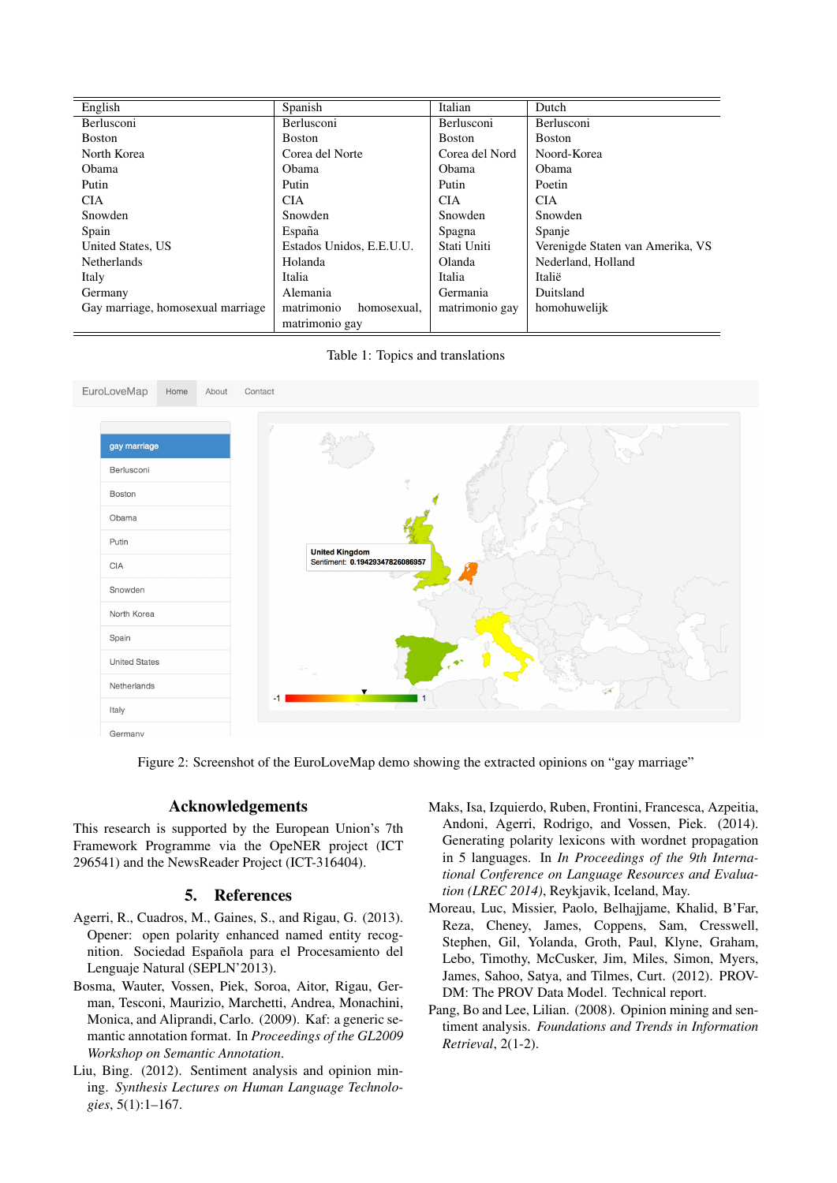| English | Spanish | Italian | Dutch |
|---|---|---|---|
| Berlusconi | Berlusconi | Berlusconi | Berlusconi |
| Boston | Boston | Boston | Boston |
| North Korea | Corea del Norte | Corea del Nord | Noord-Korea |
| Obama | Obama | Obama | Obama |
| Putin | Putin | Putin | Poetin |
| CIA | CIA | CIA | CIA |
| Snowden | Snowden | Snowden | Snowden |
| Spain | España | Spagna | Spanje |
| United States, US | Estados Unidos, E.E.U.U. | Stati Uniti | Verenigde Staten van Amerika, VS |
| Netherlands | Holanda | Olanda | Nederland, Holland |
| Italy | Italia | Italia | Italië |
| Germany | Alemania | Germania | Duitsland |
| Gay marriage, homosexual marriage | matrimonio homosexual, matrimonio gay | matrimonio gay | homohuwelijk |

Table 1: Topics and translations

EuroLoveMap Home About Contact

gay marriage
Berlusconi
Boston
Obama
Putin
CIA
Snowden
North Korea
Spain
United States
Netherlands
Italy
Germany

United Kingdom
Sentiment: 0.19429347826086957

-1
1

Figure 2: Screenshot of the EuroLoveMap demo showing the extracted opinions on "gay marriage"

## Acknowledgements

This research is supported by the European Union's 7th Framework Programme via the OpeNER project (ICT 296541) and the NewsReader Project (ICT-316404).

## 5. References

Agerri, R., Cuadros, M., Gaines, S., and Rigau, G. (2013). Opener: open polarity enhanced named entity recognition. Sociedad Española para el Procesamiento del Lenguaje Natural (SEPLN'2013).

Bosma, Wauter, Vossen, Piek, Soroa, Aitor, Rigau, German, Tesconi, Maurizio, Marchetti, Andrea, Monachini, Monica, and Aliprandi, Carlo. (2009). Kaf: a generic semantic annotation format. In *Proceedings of the GL2009 Workshop on Semantic Annotation*.

Liu, Bing. (2012). Sentiment analysis and opinion mining. *Synthesis Lectures on Human Language Technologies*, 5(1):1–167.

Maks, Isa, Izquierdo, Ruben, Frontini, Francesca, Azpeitia, Andoni, Agerri, Rodrigo, and Vossen, Piek. (2014). Generating polarity lexicons with wordnet propagation in 5 languages. In *In Proceedings of the 9th International Conference on Language Resources and Evaluation (LREC 2014)*, Reykjavik, Iceland, May.

Moreau, Luc, Missier, Paolo, Belhajjame, Khalid, B'Far, Reza, Cheney, James, Coppens, Sam, Cresswell, Stephen, Gil, Yolanda, Groth, Paul, Klyne, Graham, Lebo, Timothy, McCusker, Jim, Miles, Simon, Myers, James, Sahoo, Satya, and Tilmes, Curt. (2012). PROV-DM: The PROV Data Model. Technical report.

Pang, Bo and Lee, Lilian. (2008). Opinion mining and sentiment analysis. *Foundations and Trends in Information Retrieval*, 2(1-2).